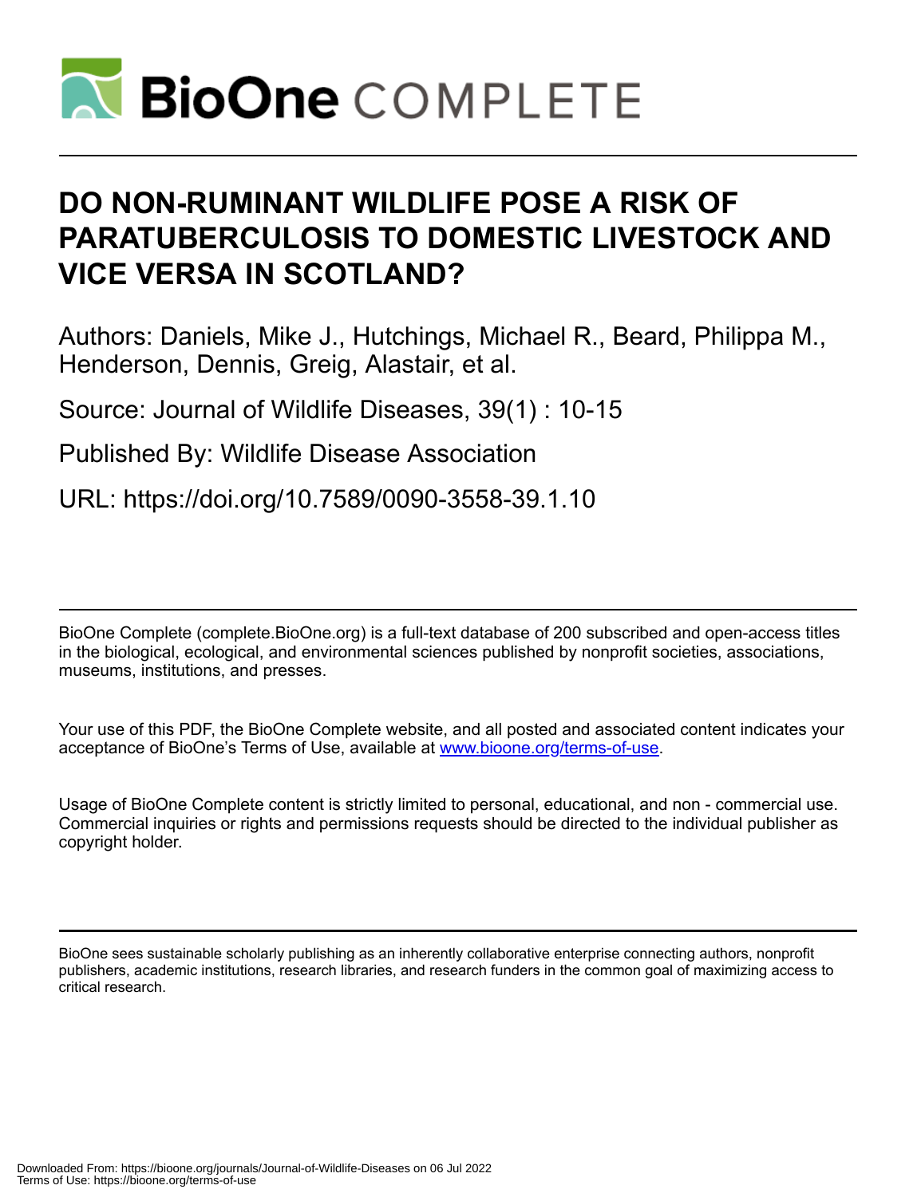# DO NON-RUMINANT WILDLIFE POSE A RISK OF PARATUBERCULOSIS TO DOMESTIC LIVESTOCK AND VICE VERSA IN SCOTLAND?

Authors: Daniels, Mike J., Hutchings, Michael R., Beard, Philippa M., Henderson, Dennis, Greig, Alastair, et al.

Source: Journal of Wildlife Diseases, 39(1) : 10-15

Published By: Wildlife Disease Association

URL: https://doi.org/10.7589/0090-3558-39.1.10

---

BioOne Complete (complete.BioOne.org) is a full-text database of 200 subscribed and open-access titles in the biological, ecological, and environmental sciences published by nonprofit societies, associations, museums, institutions, and presses.

Your use of this PDF, the BioOne Complete website, and all posted and associated content indicates your acceptance of BioOne's Terms of Use, available at www.bioone.org/terms-of-use.

Usage of BioOne Complete content is strictly limited to personal, educational, and non - commercial use. Commercial inquiries or rights and permissions requests should be directed to the individual publisher as copyright holder.

---

BioOne sees sustainable scholarly publishing as an inherently collaborative enterprise connecting authors, nonprofit publishers, academic institutions, research libraries, and research funders in the common goal of maximizing access to critical research.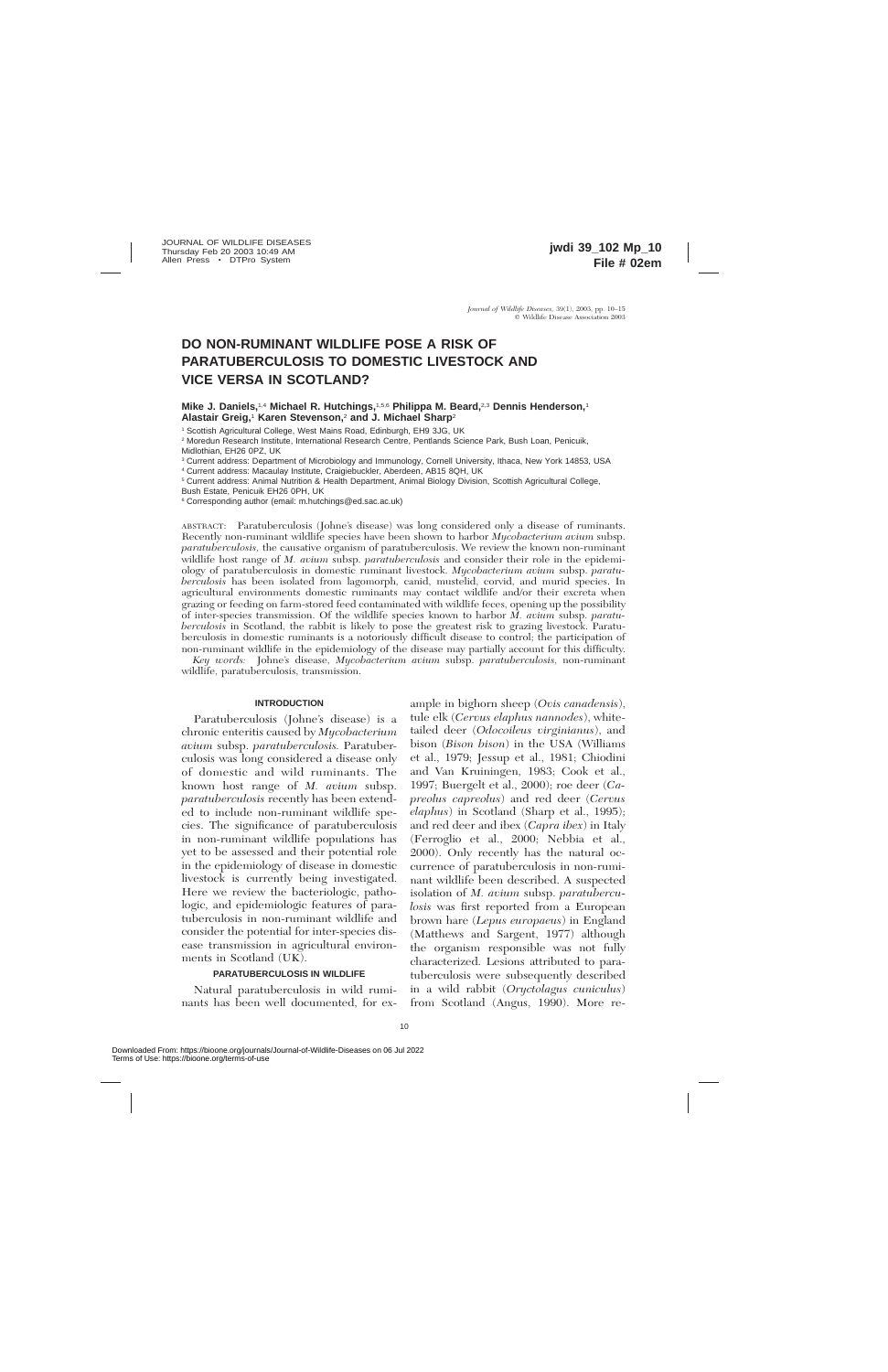# DO NON-RUMINANT WILDLIFE POSE A RISK OF PARATUBERCULOSIS TO DOMESTIC LIVESTOCK AND VICE VERSA IN SCOTLAND?

**Mike J. Daniels,**[1,4] **Michael R. Hutchings,**[1,5,6] **Philippa M. Beard,**[2,3] **Dennis Henderson,**[1] **Alastair Greig,**[1] **Karen Stevenson,**[2] **and J. Michael Sharp**[2]

[1] Scottish Agricultural College, West Mains Road, Edinburgh, EH9 3JG, UK

[2] Moredun Research Institute, International Research Centre, Pentlands Science Park, Bush Loan, Penicuik, Midlothian, EH26 0PZ, UK

[3] Current address: Department of Microbiology and Immunology, Cornell University, Ithaca, New York 14853, USA

[4] Current address: Macaulay Institute, Craigiebuckler, Aberdeen, AB15 8QH, UK

[5] Current address: Animal Nutrition & Health Department, Animal Biology Division, Scottish Agricultural College, Bush Estate, Penicuik EH26 0PH, UK

[6] Corresponding author (email: m.hutchings@ed.sac.ac.uk)

ABSTRACT: Paratuberculosis (Johne's disease) was long considered only a disease of ruminants. Recently non-ruminant wildlife species have been shown to harbor *Mycobacterium avium* subsp. *paratuberculosis,* the causative organism of paratuberculosis. We review the known non-ruminant wildlife host range of *M. avium* subsp. *paratuberculosis* and consider their role in the epidemiology of paratuberculosis in domestic ruminant livestock. *Mycobacterium avium* subsp. *paratuberculosis* has been isolated from lagomorph, canid, mustelid, corvid, and murid species. In agricultural environments domestic ruminants may contact wildlife and/or their excreta when grazing or feeding on farm-stored feed contaminated with wildlife feces, opening up the possibility of inter-species transmission. Of the wildlife species known to harbor *M. avium* subsp. *paratuberculosis* in Scotland, the rabbit is likely to pose the greatest risk to grazing livestock. Paratuberculosis in domestic ruminants is a notoriously difficult disease to control; the participation of non-ruminant wildlife in the epidemiology of the disease may partially account for this difficulty.

*Key words:* Johne's disease, *Mycobacterium avium* subsp. *paratuberculosis,* non-ruminant wildlife, paratuberculosis, transmission.

## INTRODUCTION

Paratuberculosis (Johne's disease) is a chronic enteritis caused by *Mycobacterium avium* subsp. *paratuberculosis.* Paratuberculosis was long considered a disease only of domestic and wild ruminants. The known host range of *M. avium* subsp. *paratuberculosis* recently has been extended to include non-ruminant wildlife species. The significance of paratuberculosis in non-ruminant wildlife populations has yet to be assessed and their potential role in the epidemiology of disease in domestic livestock is currently being investigated. Here we review the bacteriologic, pathologic, and epidemiologic features of paratuberculosis in non-ruminant wildlife and consider the potential for inter-species disease transmission in agricultural environments in Scotland (UK).

## PARATUBERCULOSIS IN WILDLIFE

Natural paratuberculosis in wild ruminants has been well documented, for example in bighorn sheep (*Ovis canadensis*), tule elk (*Cervus elaphus nannodes*), white-tailed deer (*Odocoileus virginianus*), and bison (*Bison bison*) in the USA (Williams et al., 1979; Jessup et al., 1981; Chiodini and Van Kruiningen, 1983; Cook et al., 1997; Buergelt et al., 2000); roe deer (*Capreolus capreolus*) and red deer (*Cervus elaphus*) in Scotland (Sharp et al., 1995); and red deer and ibex (*Capra ibex*) in Italy (Ferroglio et al., 2000; Nebbia et al., 2000). Only recently has the natural occurrence of paratuberculosis in non-ruminant wildlife been described. A suspected isolation of *M. avium* subsp. *paratuberculosis* was first reported from a European brown hare (*Lepus europaeus*) in England (Matthews and Sargent, 1977) although the organism responsible was not fully characterized. Lesions attributed to paratuberculosis were subsequently described in a wild rabbit (*Oryctolagus cuniculus*) from Scotland (Angus, 1990). More re-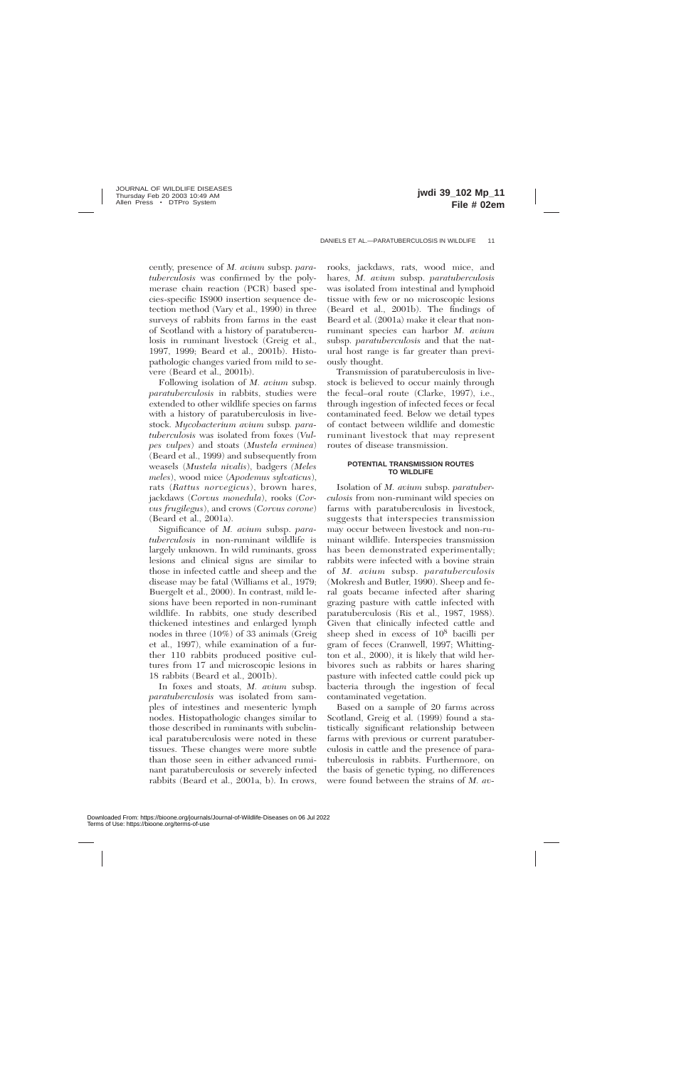cently, presence of *M. avium* subsp. *paratuberculosis* was confirmed by the polymerase chain reaction (PCR) based species-specific IS900 insertion sequence detection method (Vary et al., 1990) in three surveys of rabbits from farms in the east of Scotland with a history of paratuberculosis in ruminant livestock (Greig et al., 1997, 1999; Beard et al., 2001b). Histopathologic changes varied from mild to severe (Beard et al., 2001b).

Following isolation of *M. avium* subsp. *paratuberculosis* in rabbits, studies were extended to other wildlife species on farms with a history of paratuberculosis in livestock. *Mycobacterium avium* subsp. *paratuberculosis* was isolated from foxes (*Vulpes vulpes*) and stoats (*Mustela erminea*) (Beard et al., 1999) and subsequently from weasels (*Mustela nivalis*), badgers (*Meles meles*), wood mice (*Apodemus sylvaticus*), rats (*Rattus norvegicus*), brown hares, jackdaws (*Corvus monedula*), rooks (*Corvus frugilegus*), and crows (*Corvus corone*) (Beard et al., 2001a).

Significance of *M. avium* subsp. *paratuberculosis* in non-ruminant wildlife is largely unknown. In wild ruminants, gross lesions and clinical signs are similar to those in infected cattle and sheep and the disease may be fatal (Williams et al., 1979; Buergelt et al., 2000). In contrast, mild lesions have been reported in non-ruminant wildlife. In rabbits, one study described thickened intestines and enlarged lymph nodes in three (10%) of 33 animals (Greig et al., 1997), while examination of a further 110 rabbits produced positive cultures from 17 and microscopic lesions in 18 rabbits (Beard et al., 2001b).

In foxes and stoats, *M. avium* subsp. *paratuberculosis* was isolated from samples of intestines and mesenteric lymph nodes. Histopathologic changes similar to those described in ruminants with subclinical paratuberculosis were noted in these tissues. These changes were more subtle than those seen in either advanced ruminant paratuberculosis or severely infected rabbits (Beard et al., 2001a, b). In crows, rooks, jackdaws, rats, wood mice, and hares, *M. avium* subsp. *paratuberculosis* was isolated from intestinal and lymphoid tissue with few or no microscopic lesions (Beard et al., 2001b). The findings of Beard et al. (2001a) make it clear that non-ruminant species can harbor *M. avium* subsp. *paratuberculosis* and that the natural host range is far greater than previously thought.

Transmission of paratuberculosis in livestock is believed to occur mainly through the fecal–oral route (Clarke, 1997), i.e., through ingestion of infected feces or fecal contaminated feed. Below we detail types of contact between wildlife and domestic ruminant livestock that may represent routes of disease transmission.

## POTENTIAL TRANSMISSION ROUTES TO WILDLIFE

Isolation of *M. avium* subsp. *paratuberculosis* from non-ruminant wild species on farms with paratuberculosis in livestock, suggests that interspecies transmission may occur between livestock and non-ruminant wildlife. Interspecies transmission has been demonstrated experimentally; rabbits were infected with a bovine strain of *M. avium* subsp. *paratuberculosis* (Mokresh and Butler, 1990). Sheep and feral goats became infected after sharing grazing pasture with cattle infected with paratuberculosis (Ris et al., 1987, 1988). Given that clinically infected cattle and sheep shed in excess of $10^8$ bacilli per gram of feces (Cranwell, 1997; Whittington et al., 2000), it is likely that wild herbivores such as rabbits or hares sharing pasture with infected cattle could pick up bacteria through the ingestion of fecal contaminated vegetation.

Based on a sample of 20 farms across Scotland, Greig et al. (1999) found a statistically significant relationship between farms with previous or current paratuberculosis in cattle and the presence of paratuberculosis in rabbits. Furthermore, on the basis of genetic typing, no differences were found between the strains of *M. av-*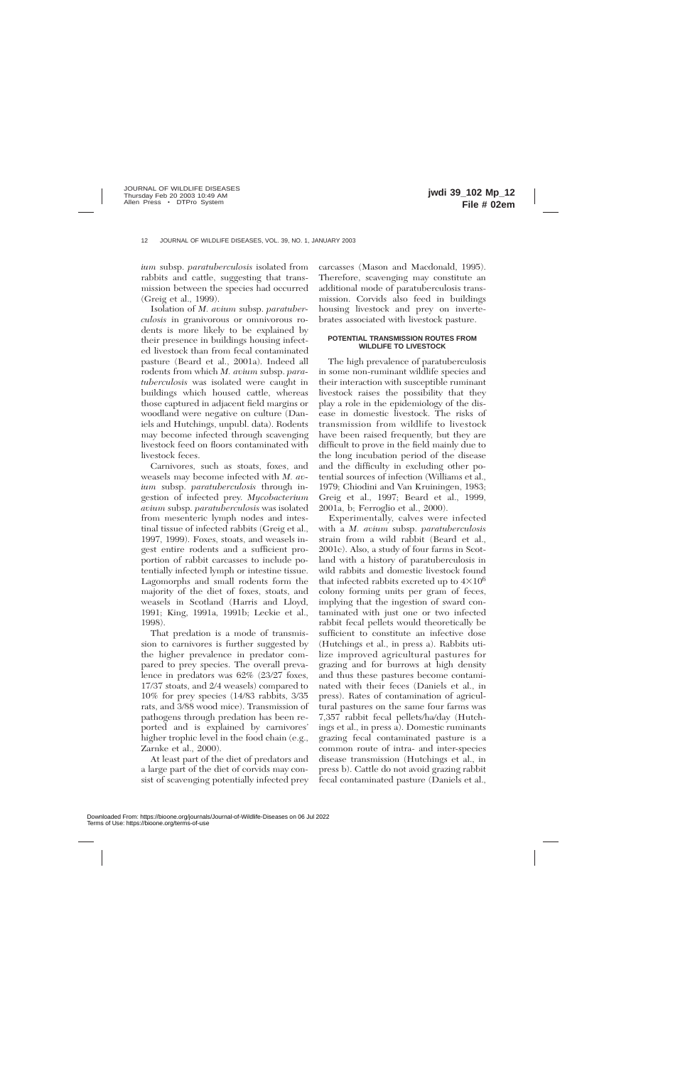*ium* subsp. *paratuberculosis* isolated from rabbits and cattle, suggesting that transmission between the species had occurred (Greig et al., 1999).

Isolation of *M. avium* subsp. *paratuberculosis* in granivorous or omnivorous rodents is more likely to be explained by their presence in buildings housing infected livestock than from fecal contaminated pasture (Beard et al., 2001a). Indeed all rodents from which *M. avium* subsp. *paratuberculosis* was isolated were caught in buildings which housed cattle, whereas those captured in adjacent field margins or woodland were negative on culture (Daniels and Hutchings, unpubl. data). Rodents may become infected through scavenging livestock feed on floors contaminated with livestock feces.

Carnivores, such as stoats, foxes, and weasels may become infected with *M. avium* subsp. *paratuberculosis* through ingestion of infected prey. *Mycobacterium avium* subsp. *paratuberculosis* was isolated from mesenteric lymph nodes and intestinal tissue of infected rabbits (Greig et al., 1997, 1999). Foxes, stoats, and weasels ingest entire rodents and a sufficient proportion of rabbit carcasses to include potentially infected lymph or intestine tissue. Lagomorphs and small rodents form the majority of the diet of foxes, stoats, and weasels in Scotland (Harris and Lloyd, 1991; King, 1991a, 1991b; Leckie et al., 1998).

That predation is a mode of transmission to carnivores is further suggested by the higher prevalence in predator compared to prey species. The overall prevalence in predators was 62% (23/27 foxes, 17/37 stoats, and 2/4 weasels) compared to 10% for prey species (14/83 rabbits, 3/35 rats, and 3/88 wood mice). Transmission of pathogens through predation has been reported and is explained by carnivores' higher trophic level in the food chain (e.g., Zarnke et al., 2000).

At least part of the diet of predators and a large part of the diet of corvids may consist of scavenging potentially infected prey carcasses (Mason and Macdonald, 1995). Therefore, scavenging may constitute an additional mode of paratuberculosis transmission. Corvids also feed in buildings housing livestock and prey on invertebrates associated with livestock pasture.

## POTENTIAL TRANSMISSION ROUTES FROM WILDLIFE TO LIVESTOCK

The high prevalence of paratuberculosis in some non-ruminant wildlife species and their interaction with susceptible ruminant livestock raises the possibility that they play a role in the epidemiology of the disease in domestic livestock. The risks of transmission from wildlife to livestock have been raised frequently, but they are difficult to prove in the field mainly due to the long incubation period of the disease and the difficulty in excluding other potential sources of infection (Williams et al., 1979; Chiodini and Van Kruiningen, 1983; Greig et al., 1997; Beard et al., 1999, 2001a, b; Ferroglio et al., 2000).

Experimentally, calves were infected with a *M. avium* subsp. *paratuberculosis* strain from a wild rabbit (Beard et al., 2001c). Also, a study of four farms in Scotland with a history of paratuberculosis in wild rabbits and domestic livestock found that infected rabbits excreted up to $4\times10^6$ colony forming units per gram of feces, implying that the ingestion of sward contaminated with just one or two infected rabbit fecal pellets would theoretically be sufficient to constitute an infective dose (Hutchings et al., in press a). Rabbits utilize improved agricultural pastures for grazing and for burrows at high density and thus these pastures become contaminated with their feces (Daniels et al., in press). Rates of contamination of agricultural pastures on the same four farms was 7,357 rabbit fecal pellets/ha/day (Hutchings et al., in press a). Domestic ruminants grazing fecal contaminated pasture is a common route of intra- and inter-species disease transmission (Hutchings et al., in press b). Cattle do not avoid grazing rabbit fecal contaminated pasture (Daniels et al.,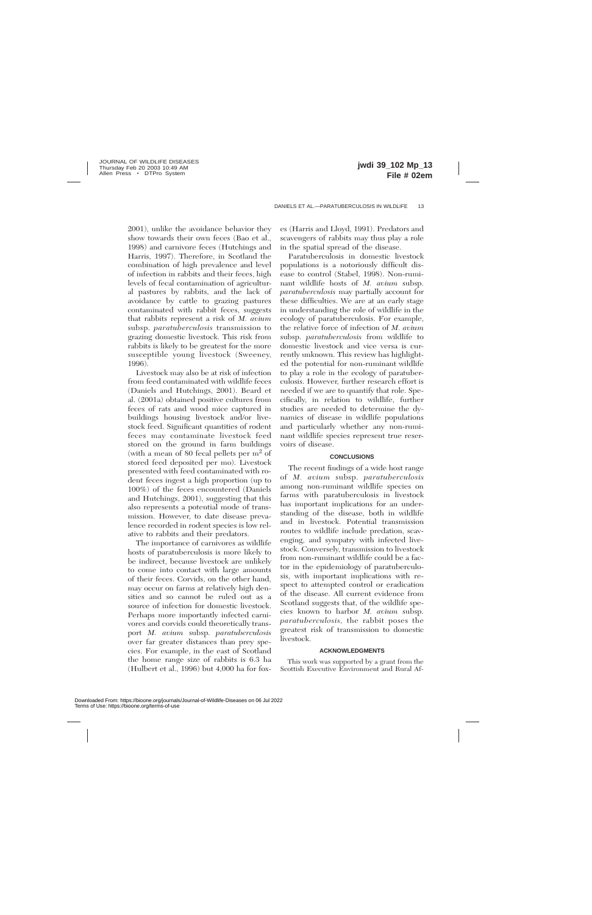2001), unlike the avoidance behavior they show towards their own feces (Bao et al., 1998) and carnivore feces (Hutchings and Harris, 1997). Therefore, in Scotland the combination of high prevalence and level of infection in rabbits and their feces, high levels of fecal contamination of agricultural pastures by rabbits, and the lack of avoidance by cattle to grazing pastures contaminated with rabbit feces, suggests that rabbits represent a risk of *M. avium* subsp. *paratuberculosis* transmission to grazing domestic livestock. This risk from rabbits is likely to be greatest for the more susceptible young livestock (Sweeney, 1996).

Livestock may also be at risk of infection from feed contaminated with wildlife feces (Daniels and Hutchings, 2001). Beard et al. (2001a) obtained positive cultures from feces of rats and wood mice captured in buildings housing livestock and/or livestock feed. Significant quantities of rodent feces may contaminate livestock feed stored on the ground in farm buildings (with a mean of 80 fecal pellets per $m^2$ of stored feed deposited per mo). Livestock presented with feed contaminated with rodent feces ingest a high proportion (up to 100%) of the feces encountered (Daniels and Hutchings, 2001), suggesting that this also represents a potential mode of transmission. However, to date disease prevalence recorded in rodent species is low relative to rabbits and their predators.

The importance of carnivores as wildlife hosts of paratuberculosis is more likely to be indirect, because livestock are unlikely to come into contact with large amounts of their feces. Corvids, on the other hand, may occur on farms at relatively high densities and so cannot be ruled out as a source of infection for domestic livestock. Perhaps more importantly infected carnivores and corvids could theoretically transport *M. avium* subsp. *paratuberculosis* over far greater distances than prey species. For example, in the east of Scotland the home range size of rabbits is 6.3 ha (Hulbert et al., 1996) but 4,000 ha for foxes (Harris and Lloyd, 1991). Predators and scavengers of rabbits may thus play a role in the spatial spread of the disease.

Paratuberculosis in domestic livestock populations is a notoriously difficult disease to control (Stabel, 1998). Non-ruminant wildlife hosts of *M. avium* subsp. *paratuberculosis* may partially account for these difficulties. We are at an early stage in understanding the role of wildlife in the ecology of paratuberculosis. For example, the relative force of infection of *M. avium* subsp. *paratuberculosis* from wildlife to domestic livestock and vice versa is currently unknown. This review has highlighted the potential for non-ruminant wildlife to play a role in the ecology of paratuberculosis. However, further research effort is needed if we are to quantify that role. Specifically, in relation to wildlife, further studies are needed to determine the dynamics of disease in wildlife populations and particularly whether any non-ruminant wildlife species represent true reservoirs of disease.

## CONCLUSIONS

The recent findings of a wide host range of *M. avium* subsp. *paratuberculosis* among non-ruminant wildlife species on farms with paratuberculosis in livestock has important implications for an understanding of the disease, both in wildlife and in livestock. Potential transmission routes to wildlife include predation, scavenging, and sympatry with infected livestock. Conversely, transmission to livestock from non-ruminant wildlife could be a factor in the epidemiology of paratuberculosis, with important implications with respect to attempted control or eradication of the disease. All current evidence from Scotland suggests that, of the wildlife species known to harbor *M. avium* subsp. *paratuberculosis*, the rabbit poses the greatest risk of transmission to domestic livestock.

## ACKNOWLEDGMENTS

This work was supported by a grant from the Scottish Executive Environment and Rural Af-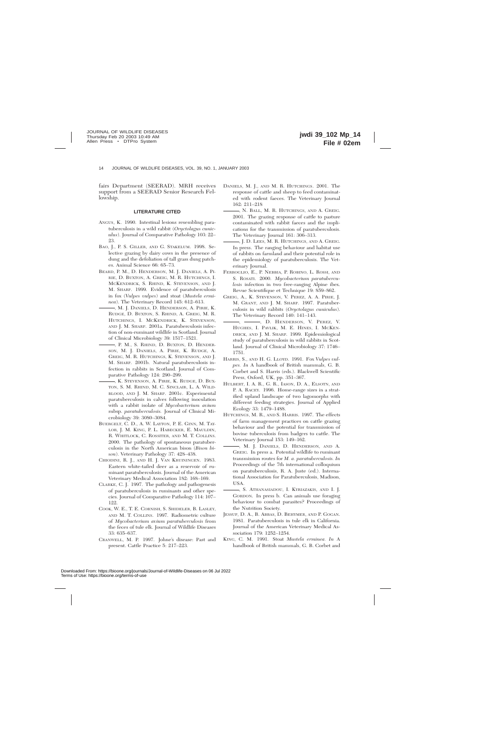fairs Department (SEERAD). MRH receives support from a SEERAD Senior Research Fellowship.

## LITERATURE CITED

ANGUS, K. 1990. Intestinal lesions resembling paratuberculosis in a wild rabbit (*Oryctolagus cuniculus*). Journal of Comparative Pathology 103: 22–23.

BAO, J., P. S. GILLER, AND G. STAKELUM. 1998. Selective grazing by dairy cows in the presence of dung and the defoliation of tall grass dung patches. Animal Science 66: 65–73.

BEARD, P. M., D. HENDERSON, M. J. DANIELS, A. PIRIE, D. BUXTON, A. GREIG, M. R. HUTCHINGS, I. MCKENDRICK, S. RHIND, K. STEVENSON, AND J. M. SHARP. 1999. Evidence of paratuberculosis in fox (*Vulpes vulpes*) and stoat (*Mustela erminea*). The Veterinary Record 145: 612–613.

———, M. J. DANIELS, D. HENDERSON, A. PIRIE, K. RUDGE, D. BUXTON, S. RHIND, A. GREIG, M. R. HUTCHINGS, I. MCKENDRICK, K. STEVENSON, AND J. M. SHARP. 2001a. Paratuberculosis infection of non-ruminant wildlife in Scotland. Journal of Clinical Microbiology 39: 1517–1521.

———, P. M., S. RHIND, D. BUXTON, D. HENDERSON, M. J. DANIELS, A. PIRIE, K. RUDGE, A. GREIG, M. R. HUTCHINGS, K. STEVENSON, AND J. M. SHARP. 2001b. Natural paratuberculosis infection in rabbits in Scotland. Journal of Comparative Pathology 124: 290–299.

———, K. STEVENSON, A. PIRIE, K. RUDGE, D. BUXTON, S. M. RHIND, M. C. SINCLAIR, L. A. WILDBLOOD, AND J. M. SHARP. 2001c. Experimental paratuberculosis in calves following inoculation with a rabbit isolate of *Mycobacterium avium* subsp. *paratuberculosis*. Journal of Clinical Microbiology 39: 3080–3084.

BUERGELT, C. D., A. W. LAYTON, P. E. GINN, M. TAYLOR, J. M. KING, P. L. HABECKER, E. MAULDIN, R. WHITLOCK, C. ROSSITER, AND M. T. COLLINS. 2000. The pathology of spontaneous paratuberculosis in the North American bison (*Bison bison*). Veterinary Pathology 37: 428–438.

CHIODINI, R. J., AND H. J. VAN KRUININGEN. 1983. Eastern white-tailed deer as a reservoir of ruminant paratuberculosis. Journal of the American Veterinary Medical Association 182: 168–169.

CLARKE, C. J. 1997. The pathology and pathogenesis of paratuberculosis in ruminants and other species. Journal of Comparative Pathology 114: 107–122.

COOK, W. E., T. E. CORNISH, S. SHIDELER, B. LASLEY, AND M. T. COLLINS. 1997. Radiometric culture of *Mycobacterium avium paratuberculosis* from the feces of tule elk. Journal of Wildlife Diseases 33: 635–637.

CRANWELL, M. P. 1997. Johne's disease: Past and present. Cattle Practice 5: 217–223.

DANIELS, M. J., AND M. R. HUTCHINGS. 2001. The response of cattle and sheep to feed contaminated with rodent faeces. The Veterinary Journal 162: 211–218

———, N. BALL, M. R. HUTCHINGS, AND A. GREIG. 2001. The grazing response of cattle to pasture contaminated with rabbit faeces and the implications for the transmission of paratuberculosis. The Veterinary Journal 161: 306–313.

———, J. D. LEES, M. R. HUTCHINGS, AND A. GREIG. In press. The ranging behaviour and habitat use of rabbits on farmland and their potential role in the epidemiology of paratuberculosis. The Veterinary Journal.

FERROGLIO, E., P. NEBBIA, P. ROBINO, L. ROSSI, AND S. ROSATI. 2000. *Mycobacterium paratuberculosis* infection in two free-ranging Alpine ibex. Revue Scientifique et Technique 19: 859–862.

GREIG, A., K. STEVENSON, V. PEREZ, A. A. PIRIE, J. M. GRANT, AND J. M. SHARP. 1997. Paratuberculosis in wild rabbits (*Oryctolagus cuniculus*). The Veterinary Record 140: 141–143.

———, ———, D. HENDERSON, V. PEREZ, V. HUGHES, I. PAVLIK, M. E. HINES, I. MCKENDRICK, AND J. M. SHARP. 1999. Epidemiological study of paratuberculosis in wild rabbits in Scotland. Journal of Clinical Microbiology 37: 1746–1751.

HARRIS, S., AND H. G. LLOYD. 1991. Fox *Vulpes vulpes*. *In* A handbook of British mammals, G. B. Corbet and S. Harris (eds.). Blackwell Scientific Press, Oxford, UK, pp. 351–367.

HULBERT, I. A. R., G. R., IASON, D. A., ELSOTN, AND P. A. RACEY. 1996. Home-range sizes in a stratified upland landscape of two lagomorphs with different feeding strategies. Journal of Applied Ecology 33: 1479–1488.

HUTCHINGS, M. R., AND S. HARRIS. 1997. The effects of farm management practices on cattle grazing behaviour and the potential for transmission of bovine tuberculosis from badgers to cattle. The Veterinary Journal 153: 149–162.

———, M. J. DANIELS, D. HENDERSON, AND A. GREIG. In press a. Potential wildlife to ruminant transmission routes for *M. a. paratuberculosis*. *In* Proceedings of the 7th international colloquium on paratuberculosis, R. A. Juste (ed.). International Association for Paratuberculosis, Madison, USA.

———, S. ATHANASIADOU, I. KYRIAZAKIS, AND I. J. GORDON. In press b. Can animals use foraging behaviour to combat parasites? Proceedings of the Nutrition Society.

JESSUP, D. A., B. ABBAS, D. BEHYMER, AND P. GOGAN. 1981. Paratuberculosis in tule elk in California. Journal of the American Veterinary Medical Association 179: 1252–1254.

KING, C. M. 1991. Stoat *Mustela erminea*. *In* A handbook of British mammals, G. B. Corbet and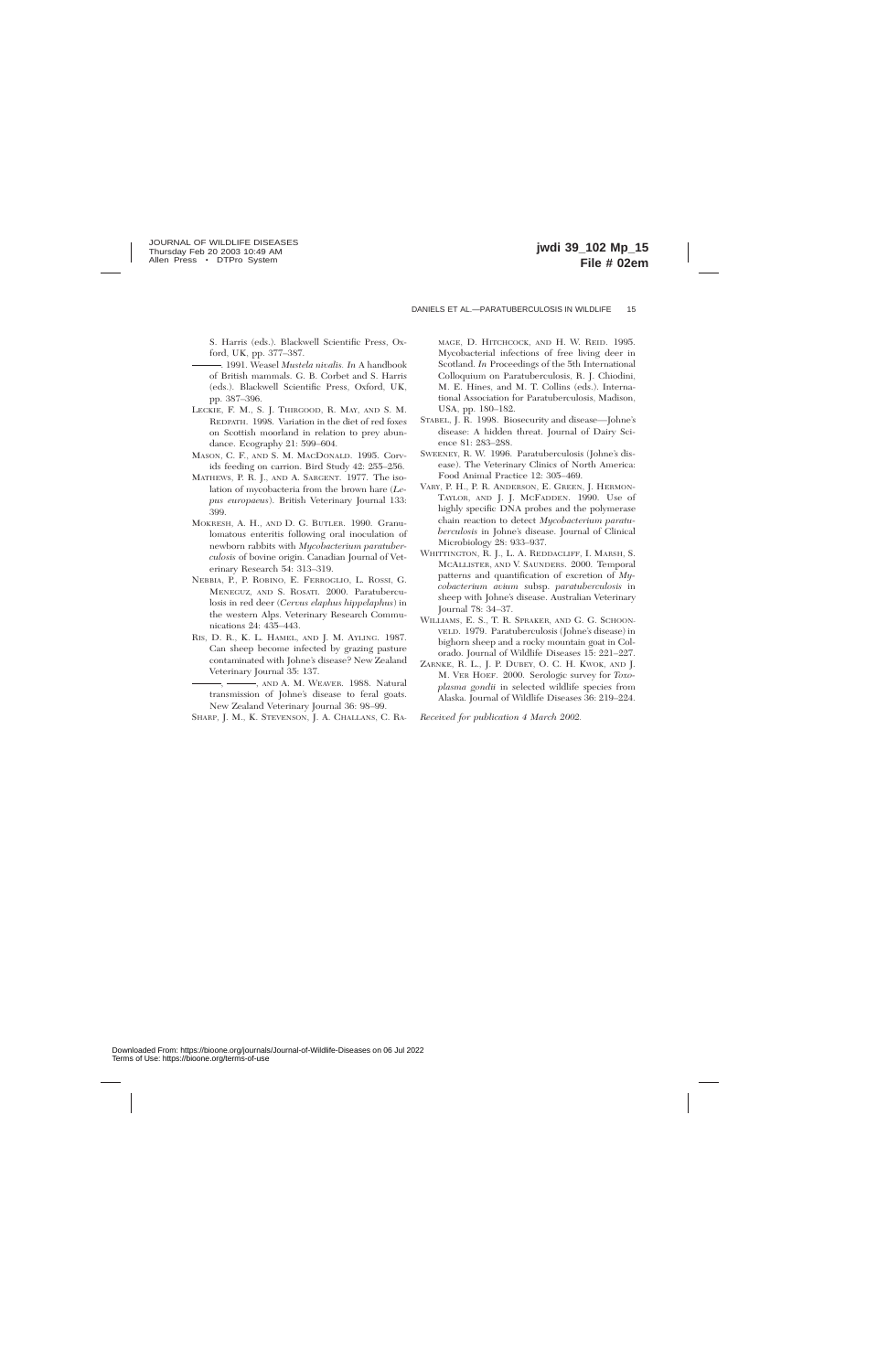S. Harris (eds.). Blackwell Scientific Press, Oxford, UK, pp. 377–387.

———. 1991. Weasel *Mustela nivalis*. *In* A handbook of British mammals. G. B. Corbet and S. Harris (eds.). Blackwell Scientific Press, Oxford, UK, pp. 387–396.

LECKIE, F. M., S. J. THIRGOOD, R. MAY, AND S. M. REDPATH. 1998. Variation in the diet of red foxes on Scottish moorland in relation to prey abundance. Ecography 21: 599–604.

MASON, C. F., AND S. M. MACDONALD. 1995. Corvids feeding on carrion. Bird Study 42: 255–256.

MATHEWS, P. R. J., AND A. SARGENT. 1977. The isolation of mycobacteria from the brown hare (*Lepus europaeus*). British Veterinary Journal 133: 399.

MOKRESH, A. H., AND D. G. BUTLER. 1990. Granulomatous enteritis following oral inoculation of newborn rabbits with *Mycobacterium paratuberculosis* of bovine origin. Canadian Journal of Veterinary Research 54: 313–319.

NEBBIA, P., P. ROBINO, E. FERROGLIO, L. ROSSI, G. MENEGUZ, AND S. ROSATI. 2000. Paratuberculosis in red deer (*Cervus elaphus hippelaphus*) in the western Alps. Veterinary Research Communications 24: 435–443.

RIS, D. R., K. L. HAMEL, AND J. M. AYLING. 1987. Can sheep become infected by grazing pasture contaminated with Johne's disease? New Zealand Veterinary Journal 35: 137.

———, ———, AND A. M. WEAVER. 1988. Natural transmission of Johne's disease to feral goats. New Zealand Veterinary Journal 36: 98–99.

SHARP, J. M., K. STEVENSON, J. A. CHALLANS, C. RAMAGE, D. HITCHCOCK, AND H. W. REID. 1995. Mycobacterial infections of free living deer in Scotland. *In* Proceedings of the 5th International Colloquium on Paratuberculosis, R. J. Chiodini, M. E. Hines, and M. T. Collins (eds.). International Association for Paratuberculosis, Madison, USA, pp. 180–182.

STABEL, J. R. 1998. Biosecurity and disease—Johne's disease: A hidden threat. Journal of Dairy Science 81: 283–288.

SWEENEY, R. W. 1996. Paratuberculosis (Johne's disease). The Veterinary Clinics of North America: Food Animal Practice 12: 305–469.

VARY, P. H., P. R. ANDERSON, E. GREEN, J. HERMON-TAYLOR, AND J. J. MCFADDEN. 1990. Use of highly specific DNA probes and the polymerase chain reaction to detect *Mycobacterium paratuberculosis* in Johne's disease. Journal of Clinical Microbiology 28: 933–937.

WHITTINGTON, R. J., L. A. REDDACLIFF, I. MARSH, S. MCALLISTER, AND V. SAUNDERS. 2000. Temporal patterns and quantification of excretion of *Mycobacterium avium* subsp. *paratuberculosis* in sheep with Johne's disease. Australian Veterinary Journal 78: 34–37.

WILLIAMS, E. S., T. R. SPRAKER, AND G. G. SCHOONVELD. 1979. Paratuberculosis (Johne's disease) in bighorn sheep and a rocky mountain goat in Colorado. Journal of Wildlife Diseases 15: 221–227.

ZARNKE, R. L., J. P. DUBEY, O. C. H. KWOK, AND J. M. VER HOEF. 2000. Serologic survey for *Toxoplasma gondii* in selected wildlife species from Alaska. Journal of Wildlife Diseases 36: 219–224.

*Received for publication 4 March 2002.*